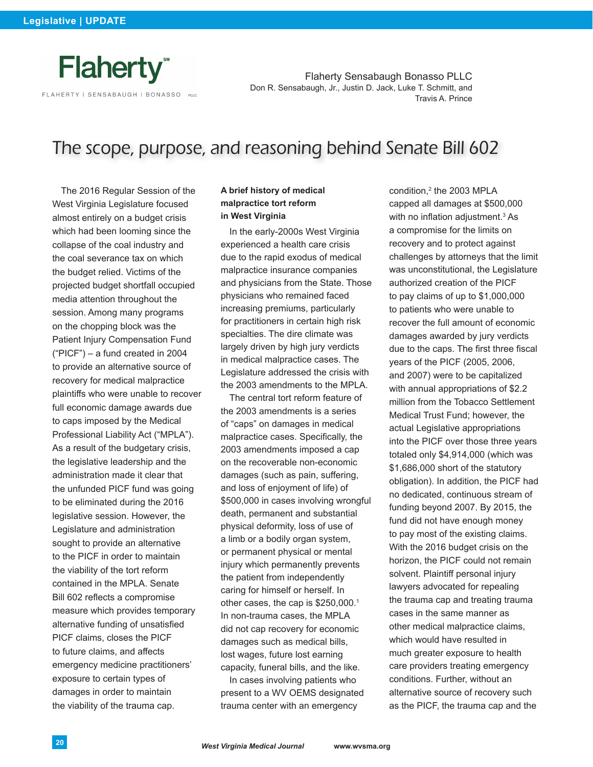Flaherty Sensabaugh Bonasso PLLC
Don R. Sensabaugh, Jr., Justin D. Jack, Luke T. Schmitt, and Travis A. Prince

# The scope, purpose, and reasoning behind Senate Bill 602

The 2016 Regular Session of the West Virginia Legislature focused almost entirely on a budget crisis which had been looming since the collapse of the coal industry and the coal severance tax on which the budget relied. Victims of the projected budget shortfall occupied media attention throughout the session. Among many programs on the chopping block was the Patient Injury Compensation Fund ("PICF") – a fund created in 2004 to provide an alternative source of recovery for medical malpractice plaintiffs who were unable to recover full economic damage awards due to caps imposed by the Medical Professional Liability Act ("MPLA"). As a result of the budgetary crisis, the legislative leadership and the administration made it clear that the unfunded PICF fund was going to be eliminated during the 2016 legislative session. However, the Legislature and administration sought to provide an alternative to the PICF in order to maintain the viability of the tort reform contained in the MPLA. Senate Bill 602 reflects a compromise measure which provides temporary alternative funding of unsatisfied PICF claims, closes the PICF to future claims, and affects emergency medicine practitioners' exposure to certain types of damages in order to maintain the viability of the trauma cap.

**A brief history of medical malpractice tort reform in West Virginia**

In the early-2000s West Virginia experienced a health care crisis due to the rapid exodus of medical malpractice insurance companies and physicians from the State. Those physicians who remained faced increasing premiums, particularly for practitioners in certain high risk specialties. The dire climate was largely driven by high jury verdicts in medical malpractice cases. The Legislature addressed the crisis with the 2003 amendments to the MPLA.

The central tort reform feature of the 2003 amendments is a series of "caps" on damages in medical malpractice cases. Specifically, the 2003 amendments imposed a cap on the recoverable non-economic damages (such as pain, suffering, and loss of enjoyment of life) of $500,000 in cases involving wrongful death, permanent and substantial physical deformity, loss of use of a limb or a bodily organ system, or permanent physical or mental injury which permanently prevents the patient from independently caring for himself or herself. In other cases, the cap is $250,000.[1] In non-trauma cases, the MPLA did not cap recovery for economic damages such as medical bills, lost wages, future lost earning capacity, funeral bills, and the like.

In cases involving patients who present to a WV OEMS designated trauma center with an emergency condition,[2] the 2003 MPLA capped all damages at $500,000 with no inflation adjustment.[3] As a compromise for the limits on recovery and to protect against challenges by attorneys that the limit was unconstitutional, the Legislature authorized creation of the PICF to pay claims of up to $1,000,000 to patients who were unable to recover the full amount of economic damages awarded by jury verdicts due to the caps. The first three fiscal years of the PICF (2005, 2006, and 2007) were to be capitalized with annual appropriations of $2.2 million from the Tobacco Settlement Medical Trust Fund; however, the actual Legislative appropriations into the PICF over those three years totaled only $4,914,000 (which was $1,686,000 short of the statutory obligation). In addition, the PICF had no dedicated, continuous stream of funding beyond 2007. By 2015, the fund did not have enough money to pay most of the existing claims. With the 2016 budget crisis on the horizon, the PICF could not remain solvent. Plaintiff personal injury lawyers advocated for repealing the trauma cap and treating trauma cases in the same manner as other medical malpractice claims, which would have resulted in much greater exposure to health care providers treating emergency conditions. Further, without an alternative source of recovery such as the PICF, the trauma cap and the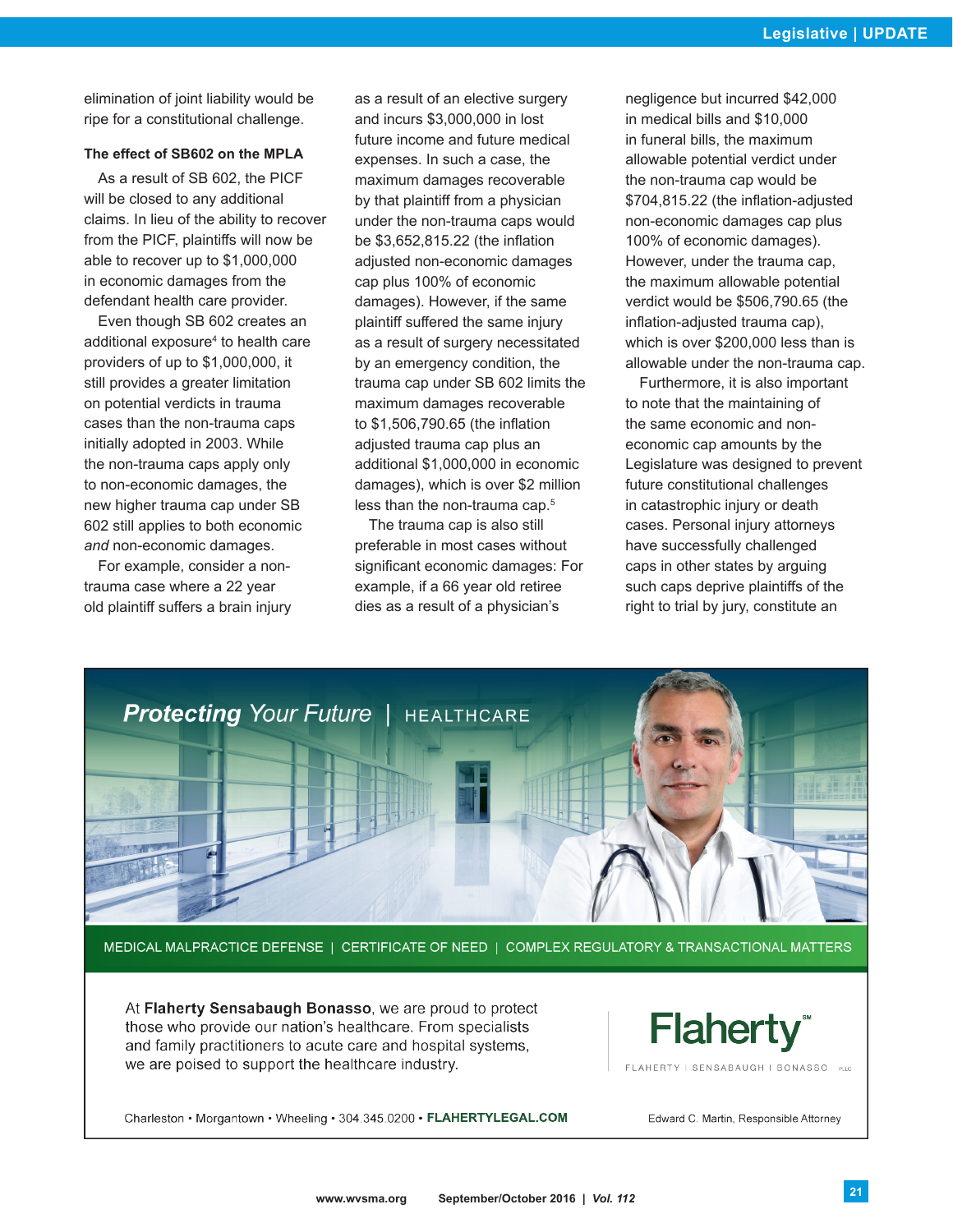elimination of joint liability would be ripe for a constitutional challenge.

### The effect of SB602 on the MPLA

As a result of SB 602, the PICF will be closed to any additional claims. In lieu of the ability to recover from the PICF, plaintiffs will now be able to recover up to $1,000,000 in economic damages from the defendant health care provider.

Even though SB 602 creates an additional exposure[4] to health care providers of up to $1,000,000, it still provides a greater limitation on potential verdicts in trauma cases than the non-trauma caps initially adopted in 2003. While the non-trauma caps apply only to non-economic damages, the new higher trauma cap under SB 602 still applies to both economic *and* non-economic damages.

For example, consider a non-trauma case where a 22 year old plaintiff suffers a brain injury as a result of an elective surgery and incurs $3,000,000 in lost future income and future medical expenses. In such a case, the maximum damages recoverable by that plaintiff from a physician under the non-trauma caps would be $3,652,815.22 (the inflation adjusted non-economic damages cap plus 100% of economic damages). However, if the same plaintiff suffered the same injury as a result of surgery necessitated by an emergency condition, the trauma cap under SB 602 limits the maximum damages recoverable to $1,506,790.65 (the inflation adjusted trauma cap plus an additional $1,000,000 in economic damages), which is over $2 million less than the non-trauma cap.[5]

The trauma cap is also still preferable in most cases without significant economic damages: For example, if a 66 year old retiree dies as a result of a physician's negligence but incurred $42,000 in medical bills and $10,000 in funeral bills, the maximum allowable potential verdict under the non-trauma cap would be $704,815.22 (the inflation-adjusted non-economic damages cap plus 100% of economic damages). However, under the trauma cap, the maximum allowable potential verdict would be $506,790.65 (the inflation-adjusted trauma cap), which is over $200,000 less than is allowable under the non-trauma cap.

Furthermore, it is also important to note that the maintaining of the same economic and non-economic cap amounts by the Legislature was designed to prevent future constitutional challenges in catastrophic injury or death cases. Personal injury attorneys have successfully challenged caps in other states by arguing such caps deprive plaintiffs of the right to trial by jury, constitute an

**Protecting** *Your Future* | HEALTHCARE

MEDICAL MALPRACTICE DEFENSE | CERTIFICATE OF NEED | COMPLEX REGULATORY & TRANSACTIONAL MATTERS

At **Flaherty Sensabaugh Bonasso**, we are proud to protect those who provide our nation's healthcare. From specialists and family practitioners to acute care and hospital systems, we are poised to support the healthcare industry.

Flaherty℠
FLAHERTY | SENSABAUGH | BONASSO PLLC

Charleston • Morgantown • Wheeling • 304.345.0200 • **FLAHERTYLEGAL.COM**

Edward C. Martin, Responsible Attorney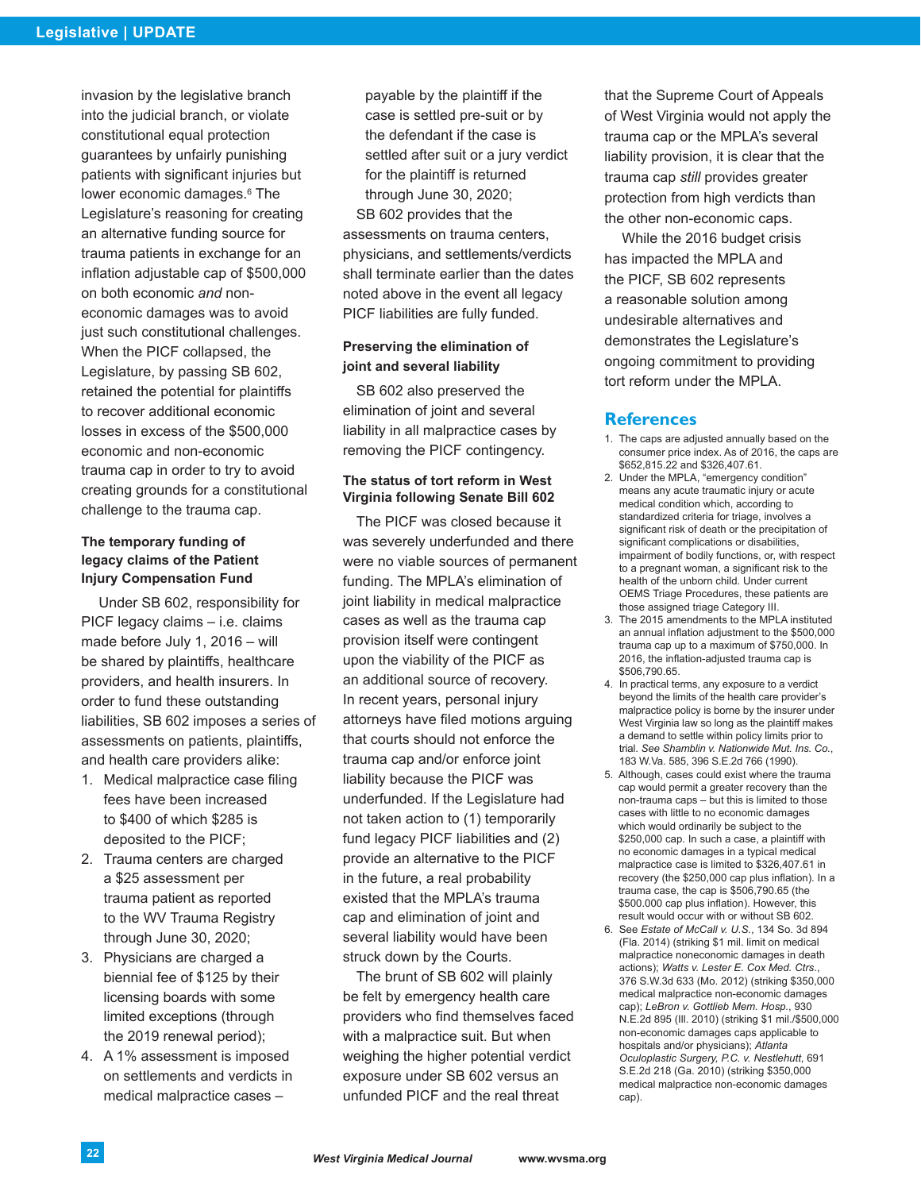invasion by the legislative branch into the judicial branch, or violate constitutional equal protection guarantees by unfairly punishing patients with significant injuries but lower economic damages.[6] The Legislature's reasoning for creating an alternative funding source for trauma patients in exchange for an inflation adjustable cap of $500,000 on both economic *and* non-economic damages was to avoid just such constitutional challenges. When the PICF collapsed, the Legislature, by passing SB 602, retained the potential for plaintiffs to recover additional economic losses in excess of the $500,000 economic and non-economic trauma cap in order to try to avoid creating grounds for a constitutional challenge to the trauma cap.

**The temporary funding of legacy claims of the Patient Injury Compensation Fund**

Under SB 602, responsibility for PICF legacy claims – i.e. claims made before July 1, 2016 – will be shared by plaintiffs, healthcare providers, and health insurers. In order to fund these outstanding liabilities, SB 602 imposes a series of assessments on patients, plaintiffs, and health care providers alike:

1. Medical malpractice case filing fees have been increased to $400 of which $285 is deposited to the PICF;
2. Trauma centers are charged a $25 assessment per trauma patient as reported to the WV Trauma Registry through June 30, 2020;
3. Physicians are charged a biennial fee of $125 by their licensing boards with some limited exceptions (through the 2019 renewal period);
4. A 1% assessment is imposed on settlements and verdicts in medical malpractice cases – payable by the plaintiff if the case is settled pre-suit or by the defendant if the case is settled after suit or a jury verdict for the plaintiff is returned through June 30, 2020;

SB 602 provides that the assessments on trauma centers, physicians, and settlements/verdicts shall terminate earlier than the dates noted above in the event all legacy PICF liabilities are fully funded.

**Preserving the elimination of joint and several liability**

SB 602 also preserved the elimination of joint and several liability in all malpractice cases by removing the PICF contingency.

**The status of tort reform in West Virginia following Senate Bill 602**

The PICF was closed because it was severely underfunded and there were no viable sources of permanent funding. The MPLA's elimination of joint liability in medical malpractice cases as well as the trauma cap provision itself were contingent upon the viability of the PICF as an additional source of recovery. In recent years, personal injury attorneys have filed motions arguing that courts should not enforce the trauma cap and/or enforce joint liability because the PICF was underfunded. If the Legislature had not taken action to (1) temporarily fund legacy PICF liabilities and (2) provide an alternative to the PICF in the future, a real probability existed that the MPLA's trauma cap and elimination of joint and several liability would have been struck down by the Courts.

The brunt of SB 602 will plainly be felt by emergency health care providers who find themselves faced with a malpractice suit. But when weighing the higher potential verdict exposure under SB 602 versus an unfunded PICF and the real threat that the Supreme Court of Appeals of West Virginia would not apply the trauma cap or the MPLA's several liability provision, it is clear that the trauma cap *still* provides greater protection from high verdicts than the other non-economic caps.

While the 2016 budget crisis has impacted the MPLA and the PICF, SB 602 represents a reasonable solution among undesirable alternatives and demonstrates the Legislature's ongoing commitment to providing tort reform under the MPLA.

## References

1. The caps are adjusted annually based on the consumer price index. As of 2016, the caps are $652,815.22 and $326,407.61.
2. Under the MPLA, "emergency condition" means any acute traumatic injury or acute medical condition which, according to standardized criteria for triage, involves a significant risk of death or the precipitation of significant complications or disabilities, impairment of bodily functions, or, with respect to a pregnant woman, a significant risk to the health of the unborn child. Under current OEMS Triage Procedures, these patients are those assigned triage Category III.
3. The 2015 amendments to the MPLA instituted an annual inflation adjustment to the $500,000 trauma cap up to a maximum of $750,000. In 2016, the inflation-adjusted trauma cap is $506,790.65.
4. In practical terms, any exposure to a verdict beyond the limits of the health care provider's malpractice policy is borne by the insurer under West Virginia law so long as the plaintiff makes a demand to settle within policy limits prior to trial. *See Shamblin v. Nationwide Mut. Ins. Co.*, 183 W.Va. 585, 396 S.E.2d 766 (1990).
5. Although, cases could exist where the trauma cap would permit a greater recovery than the non-trauma caps – but this is limited to those cases with little to no economic damages which would ordinarily be subject to the $250,000 cap. In such a case, a plaintiff with no economic damages in a typical medical malpractice case is limited to $326,407.61 in recovery (the $250,000 cap plus inflation). In a trauma case, the cap is $506,790.65 (the $500.000 cap plus inflation). However, this result would occur with or without SB 602.
6. See *Estate of McCall v. U.S.*, 134 So. 3d 894 (Fla. 2014) (striking $1 mil. limit on medical malpractice noneconomic damages in death actions); *Watts v. Lester E. Cox Med. Ctrs.*, 376 S.W.3d 633 (Mo. 2012) (striking $350,000 medical malpractice non-economic damages cap); *LeBron v. Gottlieb Mem. Hosp.*, 930 N.E.2d 895 (Ill. 2010) (striking $1 mil./$500,000 non-economic damages caps applicable to hospitals and/or physicians); *Atlanta Oculoplastic Surgery, P.C. v. Nestlehutt*, 691 S.E.2d 218 (Ga. 2010) (striking $350,000 medical malpractice non-economic damages cap).